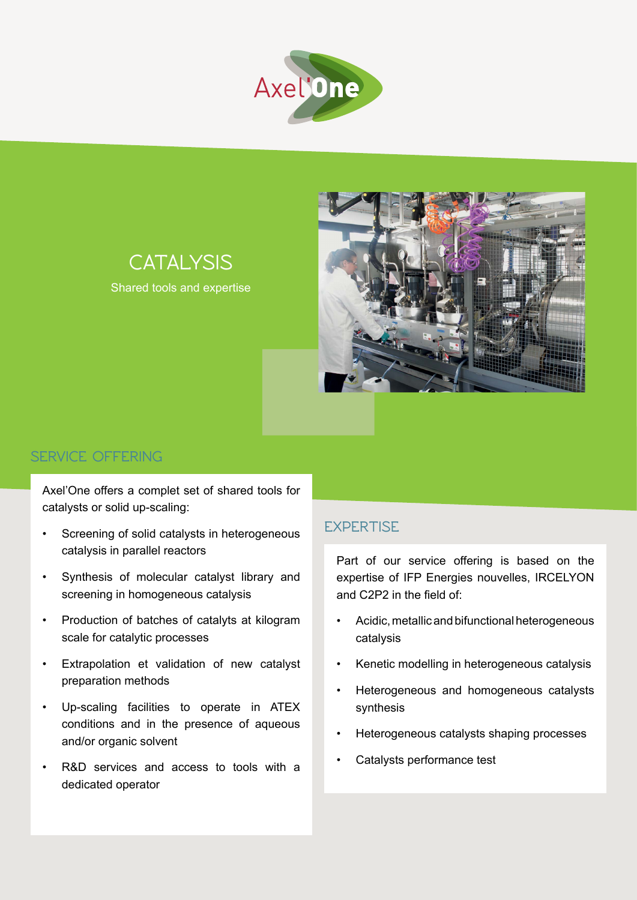Axel'One

# CATALYSIS

Shared tools and expertise

## SERVICE OFFERING

Axel'One offers a complet set of shared tools for catalysts or solid up-scaling:

- Screening of solid catalysts in heterogeneous catalysis in parallel reactors
- Synthesis of molecular catalyst library and screening in homogeneous catalysis
- Production of batches of catalyts at kilogram scale for catalytic processes
- Extrapolation et validation of new catalyst preparation methods
- Up-scaling facilities to operate in ATEX conditions and in the presence of aqueous and/or organic solvent
- R&D services and access to tools with a dedicated operator

## EXPERTISE

Part of our service offering is based on the expertise of IFP Energies nouvelles, IRCELYON and C2P2 in the field of:

- Acidic, metallic and bifunctional heterogeneous catalysis
- Kenetic modelling in heterogeneous catalysis
- Heterogeneous and homogeneous catalysts synthesis
- Heterogeneous catalysts shaping processes
- Catalysts performance test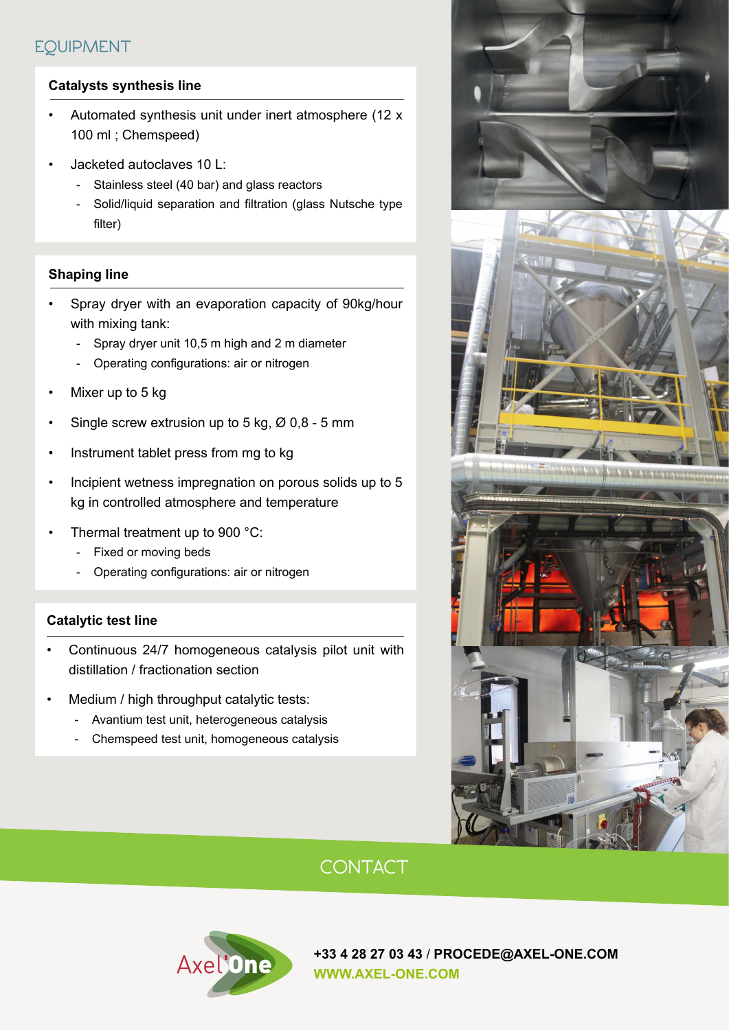## EQUIPMENT

### Catalysts synthesis line

- Automated synthesis unit under inert atmosphere (12 x 100 ml ; Chemspeed)
- Jacketed autoclaves 10 L:
  - Stainless steel (40 bar) and glass reactors
  - Solid/liquid separation and filtration (glass Nutsche type filter)

### Shaping line

- Spray dryer with an evaporation capacity of 90kg/hour with mixing tank:
  - Spray dryer unit 10,5 m high and 2 m diameter
  - Operating configurations: air or nitrogen
- Mixer up to 5 kg
- Single screw extrusion up to 5 kg, Ø 0,8 - 5 mm
- Instrument tablet press from mg to kg
- Incipient wetness impregnation on porous solids up to 5 kg in controlled atmosphere and temperature
- Thermal treatment up to 900 °C:
  - Fixed or moving beds
  - Operating configurations: air or nitrogen

### Catalytic test line

- Continuous 24/7 homogeneous catalysis pilot unit with distillation / fractionation section
- Medium / high throughput catalytic tests:
  - Avantium test unit, heterogeneous catalysis
  - Chemspeed test unit, homogeneous catalysis

## CONTACT

Axel'One

**+33 4 28 27 03 43 / PROCEDE@AXEL-ONE.COM**
**WWW.AXEL-ONE.COM**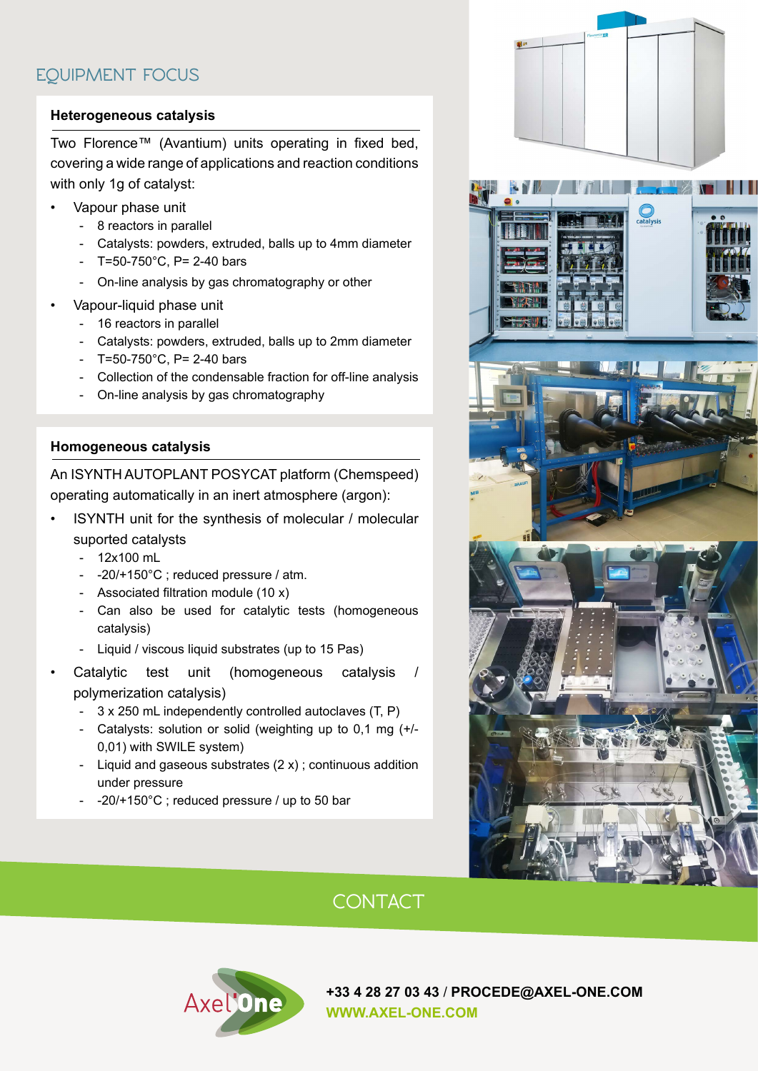## EQUIPMENT FOCUS

### Heterogeneous catalysis

Two Florence™ (Avantium) units operating in fixed bed, covering a wide range of applications and reaction conditions with only 1g of catalyst:

- Vapour phase unit
  - 8 reactors in parallel
  - Catalysts: powders, extruded, balls up to 4mm diameter
  - T=50-750°C, P= 2-40 bars
  - On-line analysis by gas chromatography or other
- Vapour-liquid phase unit
  - 16 reactors in parallel
  - Catalysts: powders, extruded, balls up to 2mm diameter
  - T=50-750°C, P= 2-40 bars
  - Collection of the condensable fraction for off-line analysis
  - On-line analysis by gas chromatography

### Homogeneous catalysis

An ISYNTH AUTOPLANT POSYCAT platform (Chemspeed) operating automatically in an inert atmosphere (argon):

- ISYNTH unit for the synthesis of molecular / molecular suported catalysts
  - 12x100 mL
  - -20/+150°C ; reduced pressure / atm.
  - Associated filtration module (10 x)
  - Can also be used for catalytic tests (homogeneous catalysis)
  - Liquid / viscous liquid substrates (up to 15 Pas)
- Catalytic test unit (homogeneous catalysis / polymerization catalysis)
  - 3 x 250 mL independently controlled autoclaves (T, P)
  - Catalysts: solution or solid (weighting up to 0,1 mg (+/- 0,01) with SWILE system)
  - Liquid and gaseous substrates (2 x) ; continuous addition under pressure
  - -20/+150°C ; reduced pressure / up to 50 bar

## CONTACT

Axel'One

**+33 4 28 27 03 43 / PROCEDE@AXEL-ONE.COM**
**WWW.AXEL-ONE.COM**